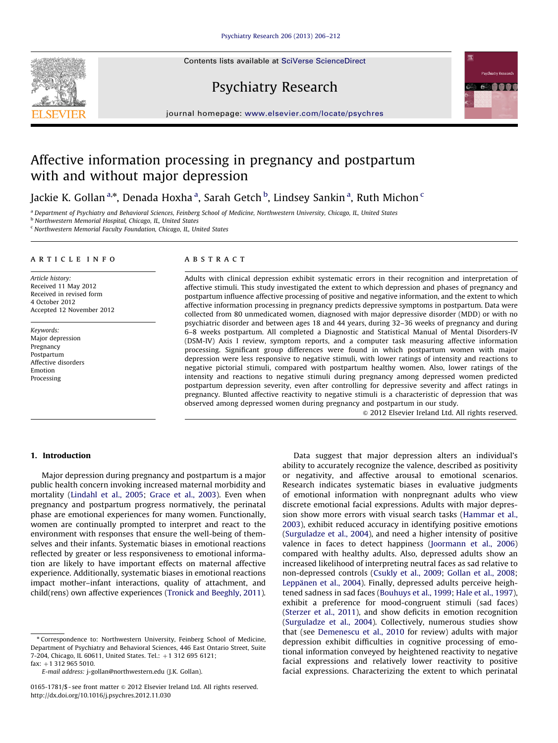# Affective information processing in pregnancy and postpartum with and without major depression

Jackie K. Gollan [a],*, Denada Hoxha [a], Sarah Getch [b], Lindsey Sankin [a], Ruth Michon [c]

[a] Department of Psychiatry and Behavioral Sciences, Feinberg School of Medicine, Northwestern University, Chicago, IL, United States
[b] Northwestern Memorial Hospital, Chicago, IL, United States
[c] Northwestern Memorial Faculty Foundation, Chicago, IL, United States

## ARTICLE INFO

*Article history:*
Received 11 May 2012
Received in revised form
4 October 2012
Accepted 12 November 2012

*Keywords:*
Major depression
Pregnancy
Postpartum
Affective disorders
Emotion
Processing

## ABSTRACT

Adults with clinical depression exhibit systematic errors in their recognition and interpretation of affective stimuli. This study investigated the extent to which depression and phases of pregnancy and postpartum influence affective processing of positive and negative information, and the extent to which affective information processing in pregnancy predicts depressive symptoms in postpartum. Data were collected from 80 unmedicated women, diagnosed with major depressive disorder (MDD) or with no psychiatric disorder and between ages 18 and 44 years, during 32–36 weeks of pregnancy and during 6–8 weeks postpartum. All completed a Diagnostic and Statistical Manual of Mental Disorders-IV (DSM-IV) Axis I review, symptom reports, and a computer task measuring affective information processing. Significant group differences were found in which postpartum women with major depression were less responsive to negative stimuli, with lower ratings of intensity and reactions to negative pictorial stimuli, compared with postpartum healthy women. Also, lower ratings of the intensity and reactions to negative stimuli during pregnancy among depressed women predicted postpartum depression severity, even after controlling for depressive severity and affect ratings in pregnancy. Blunted affective reactivity to negative stimuli is a characteristic of depression that was observed among depressed women during pregnancy and postpartum in our study.

© 2012 Elsevier Ireland Ltd. All rights reserved.

## 1. Introduction

Major depression during pregnancy and postpartum is a major public health concern invoking increased maternal morbidity and mortality (Lindahl et al., 2005; Grace et al., 2003). Even when pregnancy and postpartum progress normatively, the perinatal phase are emotional experiences for many women. Functionally, women are continually prompted to interpret and react to the environment with responses that ensure the well-being of themselves and their infants. Systematic biases in emotional reactions reflected by greater or less responsiveness to emotional information are likely to have important effects on maternal affective experience. Additionally, systematic biases in emotional reactions impact mother–infant interactions, quality of attachment, and child(rens) own affective experiences (Tronick and Beeghly, 2011).

Data suggest that major depression alters an individual's ability to accurately recognize the valence, described as positivity or negativity, and affective arousal to emotional scenarios. Research indicates systematic biases in evaluative judgments of emotional information with nonpregnant adults who view discrete emotional facial expressions. Adults with major depression show more errors with visual search tasks (Hammar et al., 2003), exhibit reduced accuracy in identifying positive emotions (Surguladze et al., 2004), and need a higher intensity of positive valence in faces to detect happiness (Joormann et al., 2006) compared with healthy adults. Also, depressed adults show an increased likelihood of interpreting neutral faces as sad relative to non-depressed controls (Csukly et al., 2009; Gollan et al., 2008; Leppänen et al., 2004). Finally, depressed adults perceive heightened sadness in sad faces (Bouhuys et al., 1999; Hale et al., 1997), exhibit a preference for mood-congruent stimuli (sad faces) (Sterzer et al., 2011), and show deficits in emotion recognition (Surguladze et al., 2004). Collectively, numerous studies show that (see Demenescu et al., 2010 for review) adults with major depression exhibit difficulties in cognitive processing of emotional information conveyed by heightened reactivity to negative facial expressions and relatively lower reactivity to positive facial expressions. Characterizing the extent to which perinatal

* Correspondence to: Northwestern University, Feinberg School of Medicine, Department of Psychiatry and Behavioral Sciences, 446 East Ontario Street, Suite 7-204, Chicago, IL 60611, United States. Tel.: +1 312 695 6121; fax: +1 312 965 5010.
*E-mail address:* j-gollan@northwestern.edu (J.K. Gollan).

0165-1781/$ - see front matter © 2012 Elsevier Ireland Ltd. All rights reserved.
http://dx.doi.org/10.1016/j.psychres.2012.11.030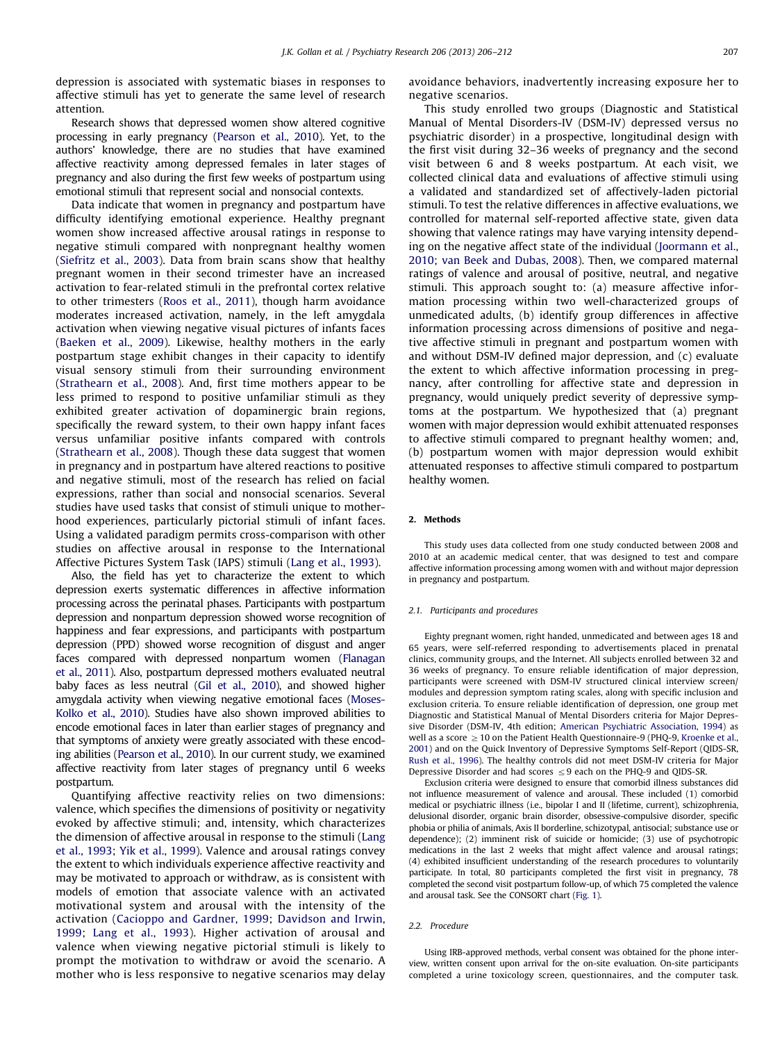depression is associated with systematic biases in responses to affective stimuli has yet to generate the same level of research attention.

Research shows that depressed women show altered cognitive processing in early pregnancy (Pearson et al., 2010). Yet, to the authors' knowledge, there are no studies that have examined affective reactivity among depressed females in later stages of pregnancy and also during the first few weeks of postpartum using emotional stimuli that represent social and nonsocial contexts.

Data indicate that women in pregnancy and postpartum have difficulty identifying emotional experience. Healthy pregnant women show increased affective arousal ratings in response to negative stimuli compared with nonpregnant healthy women (Siefritz et al., 2003). Data from brain scans show that healthy pregnant women in their second trimester have an increased activation to fear-related stimuli in the prefrontal cortex relative to other trimesters (Roos et al., 2011), though harm avoidance moderates increased activation, namely, in the left amygdala activation when viewing negative visual pictures of infants faces (Baeken et al., 2009). Likewise, healthy mothers in the early postpartum stage exhibit changes in their capacity to identify visual sensory stimuli from their surrounding environment (Strathearn et al., 2008). And, first time mothers appear to be less primed to respond to positive unfamiliar stimuli as they exhibited greater activation of dopaminergic brain regions, specifically the reward system, to their own happy infant faces versus unfamiliar positive infants compared with controls (Strathearn et al., 2008). Though these data suggest that women in pregnancy and in postpartum have altered reactions to positive and negative stimuli, most of the research has relied on facial expressions, rather than social and nonsocial scenarios. Several studies have used tasks that consist of stimuli unique to motherhood experiences, particularly pictorial stimuli of infant faces. Using a validated paradigm permits cross-comparison with other studies on affective arousal in response to the International Affective Pictures System Task (IAPS) stimuli (Lang et al., 1993).

Also, the field has yet to characterize the extent to which depression exerts systematic differences in affective information processing across the perinatal phases. Participants with postpartum depression and nonpartum depression showed worse recognition of happiness and fear expressions, and participants with postpartum depression (PPD) showed worse recognition of disgust and anger faces compared with depressed nonpartum women (Flanagan et al., 2011). Also, postpartum depressed mothers evaluated neutral baby faces as less neutral (Gil et al., 2010), and showed higher amygdala activity when viewing negative emotional faces (Moses-Kolko et al., 2010). Studies have also shown improved abilities to encode emotional faces in later than earlier stages of pregnancy and that symptoms of anxiety were greatly associated with these encoding abilities (Pearson et al., 2010). In our current study, we examined affective reactivity from later stages of pregnancy until 6 weeks postpartum.

Quantifying affective reactivity relies on two dimensions: valence, which specifies the dimensions of positivity or negativity evoked by affective stimuli; and, intensity, which characterizes the dimension of affective arousal in response to the stimuli (Lang et al., 1993; Yik et al., 1999). Valence and arousal ratings convey the extent to which individuals experience affective reactivity and may be motivated to approach or withdraw, as is consistent with models of emotion that associate valence with an activated motivational system and arousal with the intensity of the activation (Cacioppo and Gardner, 1999; Davidson and Irwin, 1999; Lang et al., 1993). Higher activation of arousal and valence when viewing negative pictorial stimuli is likely to prompt the motivation to withdraw or avoid the scenario. A mother who is less responsive to negative scenarios may delay avoidance behaviors, inadvertently increasing exposure her to negative scenarios.

This study enrolled two groups (Diagnostic and Statistical Manual of Mental Disorders-IV (DSM-IV) depressed versus no psychiatric disorder) in a prospective, longitudinal design with the first visit during 32–36 weeks of pregnancy and the second visit between 6 and 8 weeks postpartum. At each visit, we collected clinical data and evaluations of affective stimuli using a validated and standardized set of affectively-laden pictorial stimuli. To test the relative differences in affective evaluations, we controlled for maternal self-reported affective state, given data showing that valence ratings may have varying intensity depending on the negative affect state of the individual (Joormann et al., 2010; van Beek and Dubas, 2008). Then, we compared maternal ratings of valence and arousal of positive, neutral, and negative stimuli. This approach sought to: (a) measure affective information processing within two well-characterized groups of unmedicated adults, (b) identify group differences in affective information processing across dimensions of positive and negative affective stimuli in pregnant and postpartum women with and without DSM-IV defined major depression, and (c) evaluate the extent to which affective information processing in pregnancy, after controlling for affective state and depression in pregnancy, would uniquely predict severity of depressive symptoms at the postpartum. We hypothesized that (a) pregnant women with major depression would exhibit attenuated responses to affective stimuli compared to pregnant healthy women; and, (b) postpartum women with major depression would exhibit attenuated responses to affective stimuli compared to postpartum healthy women.

## 2. Methods

This study uses data collected from one study conducted between 2008 and 2010 at an academic medical center, that was designed to test and compare affective information processing among women with and without major depression in pregnancy and postpartum.

### 2.1. Participants and procedures

Eighty pregnant women, right handed, unmedicated and between ages 18 and 65 years, were self-referred responding to advertisements placed in prenatal clinics, community groups, and the Internet. All subjects enrolled between 32 and 36 weeks of pregnancy. To ensure reliable identification of major depression, participants were screened with DSM-IV structured clinical interview screen/modules and depression symptom rating scales, along with specific inclusion and exclusion criteria. To ensure reliable identification of depression, one group met Diagnostic and Statistical Manual of Mental Disorders criteria for Major Depressive Disorder (DSM-IV, 4th edition; American Psychiatric Association, 1994) as well as a score $\geq 10$ on the Patient Health Questionnaire-9 (PHQ-9, Kroenke et al., 2001) and on the Quick Inventory of Depressive Symptoms Self-Report (QIDS-SR, Rush et al., 1996). The healthy controls did not meet DSM-IV criteria for Major Depressive Disorder and had scores $\leq 9$ each on the PHQ-9 and QIDS-SR.

Exclusion criteria were designed to ensure that comorbid illness substances did not influence measurement of valence and arousal. These included (1) comorbid medical or psychiatric illness (i.e., bipolar I and II (lifetime, current), schizophrenia, delusional disorder, organic brain disorder, obsessive-compulsive disorder, specific phobia or philia of animals, Axis II borderline, schizotypal, antisocial; substance use or dependence); (2) imminent risk of suicide or homicide; (3) use of psychotropic medications in the last 2 weeks that might affect valence and arousal ratings; (4) exhibited insufficient understanding of the research procedures to voluntarily participate. In total, 80 participants completed the first visit in pregnancy, 78 completed the second visit postpartum follow-up, of which 75 completed the valence and arousal task. See the CONSORT chart (Fig. 1).

### 2.2. Procedure

Using IRB-approved methods, verbal consent was obtained for the phone interview, written consent upon arrival for the on-site evaluation. On-site participants completed a urine toxicology screen, questionnaires, and the computer task.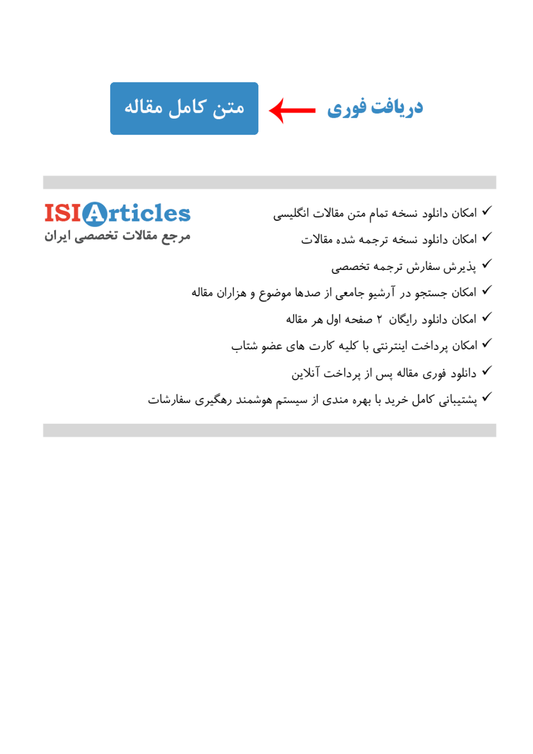دریافت فوری ← متن کامل مقاله

**ISIArticles**
مرجع مقالات تخصصی ایران

- ✓ امکان دانلود نسخه تمام متن مقالات انگلیسی
- ✓ امکان دانلود نسخه ترجمه شده مقالات
- ✓ پذیرش سفارش ترجمه تخصصی
- ✓ امکان جستجو در آرشیو جامعی از صدها موضوع و هزاران مقاله
- ✓ امکان دانلود رایگان ۲ صفحه اول هر مقاله
- ✓ امکان پرداخت اینترنتی با کلیه کارت های عضو شتاب
- ✓ دانلود فوری مقاله پس از پرداخت آنلاین
- ✓ پشتیبانی کامل خرید با بهره مندی از سیستم هوشمند رهگیری سفارشات